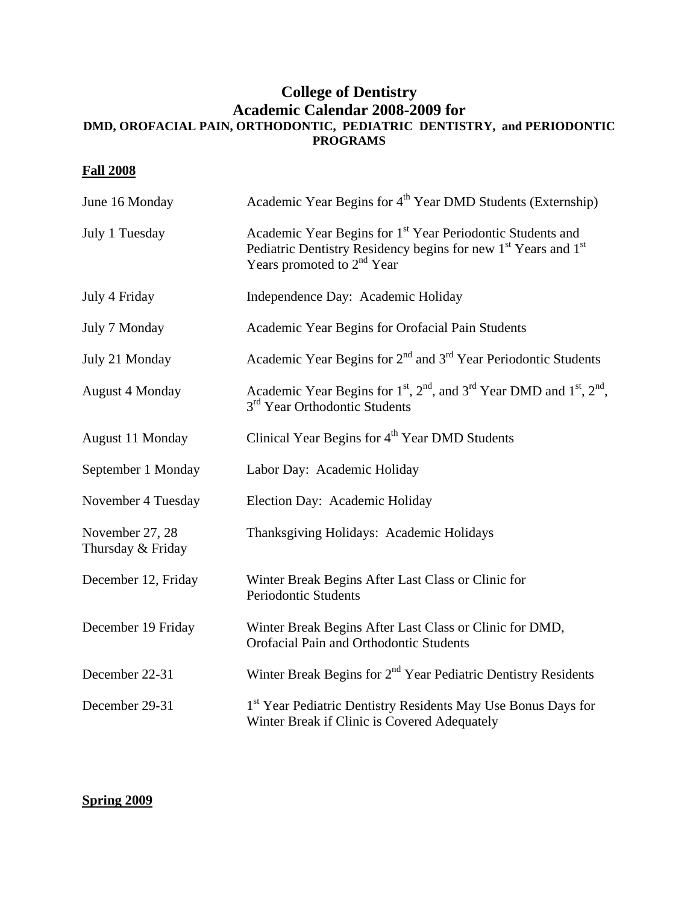# College of Dentistry
# Academic Calendar 2008-2009 for
### DMD, OROFACIAL PAIN, ORTHODONTIC, PEDIATRIC DENTISTRY, and PERIODONTIC PROGRAMS

**Fall 2008**

| | |
|---|---|
| June 16 Monday | Academic Year Begins for 4th Year DMD Students (Externship) |
| July 1 Tuesday | Academic Year Begins for 1st Year Periodontic Students and Pediatric Dentistry Residency begins for new 1st Years and 1st Years promoted to 2nd Year |
| July 4 Friday | Independence Day: Academic Holiday |
| July 7 Monday | Academic Year Begins for Orofacial Pain Students |
| July 21 Monday | Academic Year Begins for 2nd and 3rd Year Periodontic Students |
| August 4 Monday | Academic Year Begins for 1st, 2nd, and 3rd Year DMD and 1st, 2nd, 3rd Year Orthodontic Students |
| August 11 Monday | Clinical Year Begins for 4th Year DMD Students |
| September 1 Monday | Labor Day: Academic Holiday |
| November 4 Tuesday | Election Day: Academic Holiday |
| November 27, 28 Thursday & Friday | Thanksgiving Holidays: Academic Holidays |
| December 12, Friday | Winter Break Begins After Last Class or Clinic for Periodontic Students |
| December 19 Friday | Winter Break Begins After Last Class or Clinic for DMD, Orofacial Pain and Orthodontic Students |
| December 22-31 | Winter Break Begins for 2nd Year Pediatric Dentistry Residents |
| December 29-31 | 1st Year Pediatric Dentistry Residents May Use Bonus Days for Winter Break if Clinic is Covered Adequately |

**Spring 2009**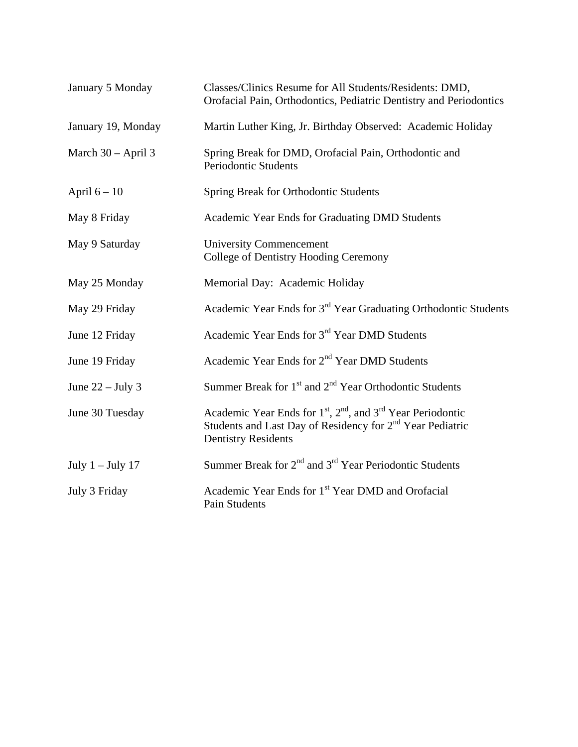| | |
|---|---|
| January 5 Monday | Classes/Clinics Resume for All Students/Residents: DMD, Orofacial Pain, Orthodontics, Pediatric Dentistry and Periodontics |
| January 19, Monday | Martin Luther King, Jr. Birthday Observed: Academic Holiday |
| March 30 – April 3 | Spring Break for DMD, Orofacial Pain, Orthodontic and Periodontic Students |
| April 6 – 10 | Spring Break for Orthodontic Students |
| May 8 Friday | Academic Year Ends for Graduating DMD Students |
| May 9 Saturday | University Commencement<br>College of Dentistry Hooding Ceremony |
| May 25 Monday | Memorial Day: Academic Holiday |
| May 29 Friday | Academic Year Ends for 3rd Year Graduating Orthodontic Students |
| June 12 Friday | Academic Year Ends for 3rd Year DMD Students |
| June 19 Friday | Academic Year Ends for 2nd Year DMD Students |
| June 22 – July 3 | Summer Break for 1st and 2nd Year Orthodontic Students |
| June 30 Tuesday | Academic Year Ends for 1st, 2nd, and 3rd Year Periodontic Students and Last Day of Residency for 2nd Year Pediatric Dentistry Residents |
| July 1 – July 17 | Summer Break for 2nd and 3rd Year Periodontic Students |
| July 3 Friday | Academic Year Ends for 1st Year DMD and Orofacial Pain Students |